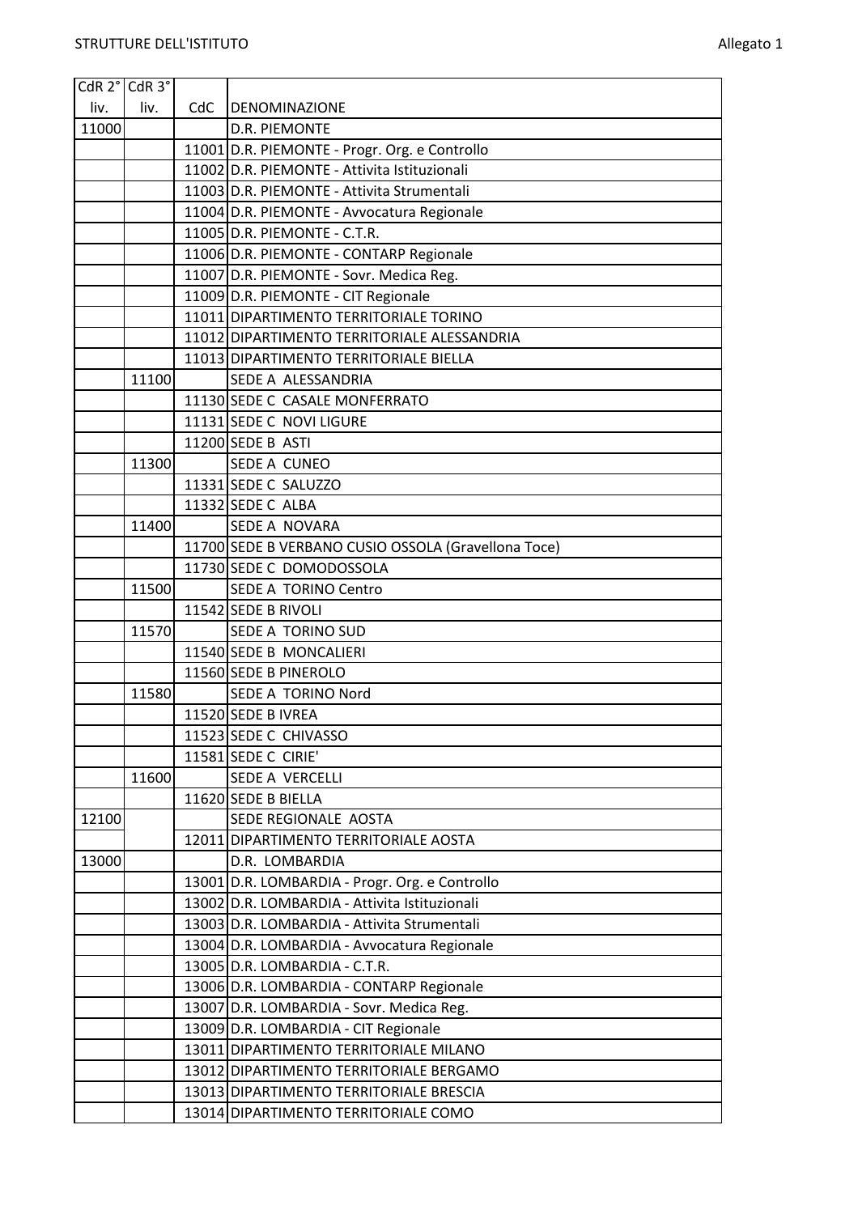STRUTTURE DELL'ISTITUTO

Allegato 1

| CdR 2° liv. | CdR 3° liv. | CdC | DENOMINAZIONE |
|---|---|---|---|
| 11000 | | | D.R. PIEMONTE |
| | | 11001 | D.R. PIEMONTE - Progr. Org. e Controllo |
| | | 11002 | D.R. PIEMONTE - Attivita Istituzionali |
| | | 11003 | D.R. PIEMONTE - Attivita Strumentali |
| | | 11004 | D.R. PIEMONTE - Avvocatura Regionale |
| | | 11005 | D.R. PIEMONTE - C.T.R. |
| | | 11006 | D.R. PIEMONTE - CONTARP Regionale |
| | | 11007 | D.R. PIEMONTE - Sovr. Medica Reg. |
| | | 11009 | D.R. PIEMONTE - CIT Regionale |
| | | 11011 | DIPARTIMENTO TERRITORIALE TORINO |
| | | 11012 | DIPARTIMENTO TERRITORIALE ALESSANDRIA |
| | | 11013 | DIPARTIMENTO TERRITORIALE BIELLA |
| | 11100 | | SEDE A ALESSANDRIA |
| | | 11130 | SEDE C CASALE MONFERRATO |
| | | 11131 | SEDE C NOVI LIGURE |
| | | 11200 | SEDE B ASTI |
| | 11300 | | SEDE A CUNEO |
| | | 11331 | SEDE C SALUZZO |
| | | 11332 | SEDE C ALBA |
| | 11400 | | SEDE A NOVARA |
| | | 11700 | SEDE B VERBANO CUSIO OSSOLA (Gravellona Toce) |
| | | 11730 | SEDE C DOMODOSSOLA |
| | 11500 | | SEDE A TORINO Centro |
| | | 11542 | SEDE B RIVOLI |
| | 11570 | | SEDE A TORINO SUD |
| | | 11540 | SEDE B MONCALIERI |
| | | 11560 | SEDE B PINEROLO |
| | 11580 | | SEDE A TORINO Nord |
| | | 11520 | SEDE B IVREA |
| | | 11523 | SEDE C CHIVASSO |
| | | 11581 | SEDE C CIRIE' |
| | 11600 | | SEDE A VERCELLI |
| | | 11620 | SEDE B BIELLA |
| 12100 | | | SEDE REGIONALE AOSTA |
| | | 12011 | DIPARTIMENTO TERRITORIALE AOSTA |
| 13000 | | | D.R. LOMBARDIA |
| | | 13001 | D.R. LOMBARDIA - Progr. Org. e Controllo |
| | | 13002 | D.R. LOMBARDIA - Attivita Istituzionali |
| | | 13003 | D.R. LOMBARDIA - Attivita Strumentali |
| | | 13004 | D.R. LOMBARDIA - Avvocatura Regionale |
| | | 13005 | D.R. LOMBARDIA - C.T.R. |
| | | 13006 | D.R. LOMBARDIA - CONTARP Regionale |
| | | 13007 | D.R. LOMBARDIA - Sovr. Medica Reg. |
| | | 13009 | D.R. LOMBARDIA - CIT Regionale |
| | | 13011 | DIPARTIMENTO TERRITORIALE MILANO |
| | | 13012 | DIPARTIMENTO TERRITORIALE BERGAMO |
| | | 13013 | DIPARTIMENTO TERRITORIALE BRESCIA |
| | | 13014 | DIPARTIMENTO TERRITORIALE COMO |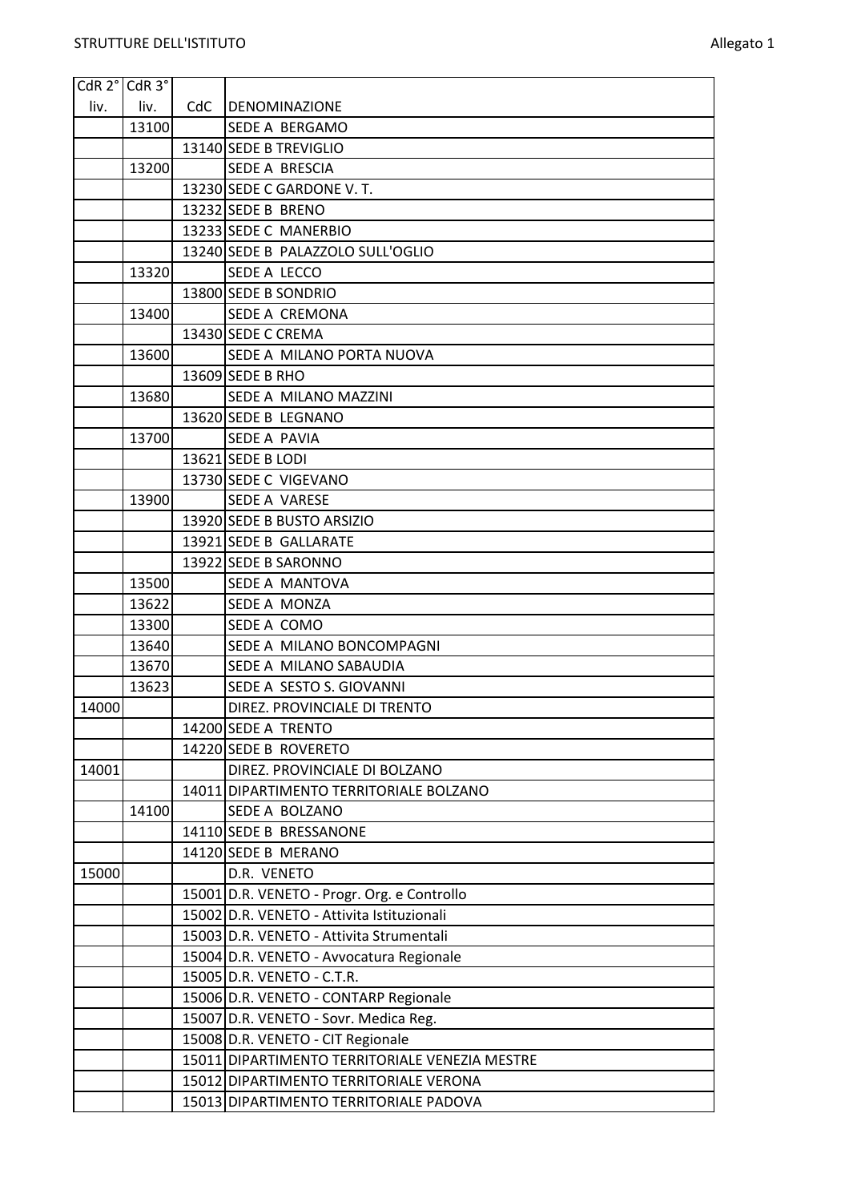| CdR 2° liv. | CdR 3° liv. | CdC | DENOMINAZIONE |
|---|---|---|---|
| | 13100 | | SEDE A BERGAMO |
| | | 13140 | SEDE B TREVIGLIO |
| | 13200 | | SEDE A BRESCIA |
| | | 13230 | SEDE C GARDONE V. T. |
| | | 13232 | SEDE B BRENO |
| | | 13233 | SEDE C MANERBIO |
| | | 13240 | SEDE B PALAZZOLO SULL'OGLIO |
| | 13320 | | SEDE A LECCO |
| | | 13800 | SEDE B SONDRIO |
| | 13400 | | SEDE A CREMONA |
| | | 13430 | SEDE C CREMA |
| | 13600 | | SEDE A MILANO PORTA NUOVA |
| | | 13609 | SEDE B RHO |
| | 13680 | | SEDE A MILANO MAZZINI |
| | | 13620 | SEDE B LEGNANO |
| | 13700 | | SEDE A PAVIA |
| | | 13621 | SEDE B LODI |
| | | 13730 | SEDE C VIGEVANO |
| | 13900 | | SEDE A VARESE |
| | | 13920 | SEDE B BUSTO ARSIZIO |
| | | 13921 | SEDE B GALLARATE |
| | | 13922 | SEDE B SARONNO |
| | 13500 | | SEDE A MANTOVA |
| | 13622 | | SEDE A MONZA |
| | 13300 | | SEDE A COMO |
| | 13640 | | SEDE A MILANO BONCOMPAGNI |
| | 13670 | | SEDE A MILANO SABAUDIA |
| | 13623 | | SEDE A SESTO S. GIOVANNI |
| 14000 | | | DIREZ. PROVINCIALE DI TRENTO |
| | | 14200 | SEDE A TRENTO |
| | | 14220 | SEDE B ROVERETO |
| 14001 | | | DIREZ. PROVINCIALE DI BOLZANO |
| | | 14011 | DIPARTIMENTO TERRITORIALE BOLZANO |
| | 14100 | | SEDE A BOLZANO |
| | | 14110 | SEDE B BRESSANONE |
| | | 14120 | SEDE B MERANO |
| 15000 | | | D.R. VENETO |
| | | 15001 | D.R. VENETO - Progr. Org. e Controllo |
| | | 15002 | D.R. VENETO - Attivita Istituzionali |
| | | 15003 | D.R. VENETO - Attivita Strumentali |
| | | 15004 | D.R. VENETO - Avvocatura Regionale |
| | | 15005 | D.R. VENETO - C.T.R. |
| | | 15006 | D.R. VENETO - CONTARP Regionale |
| | | 15007 | D.R. VENETO - Sovr. Medica Reg. |
| | | 15008 | D.R. VENETO - CIT Regionale |
| | | 15011 | DIPARTIMENTO TERRITORIALE VENEZIA MESTRE |
| | | 15012 | DIPARTIMENTO TERRITORIALE VERONA |
| | | 15013 | DIPARTIMENTO TERRITORIALE PADOVA |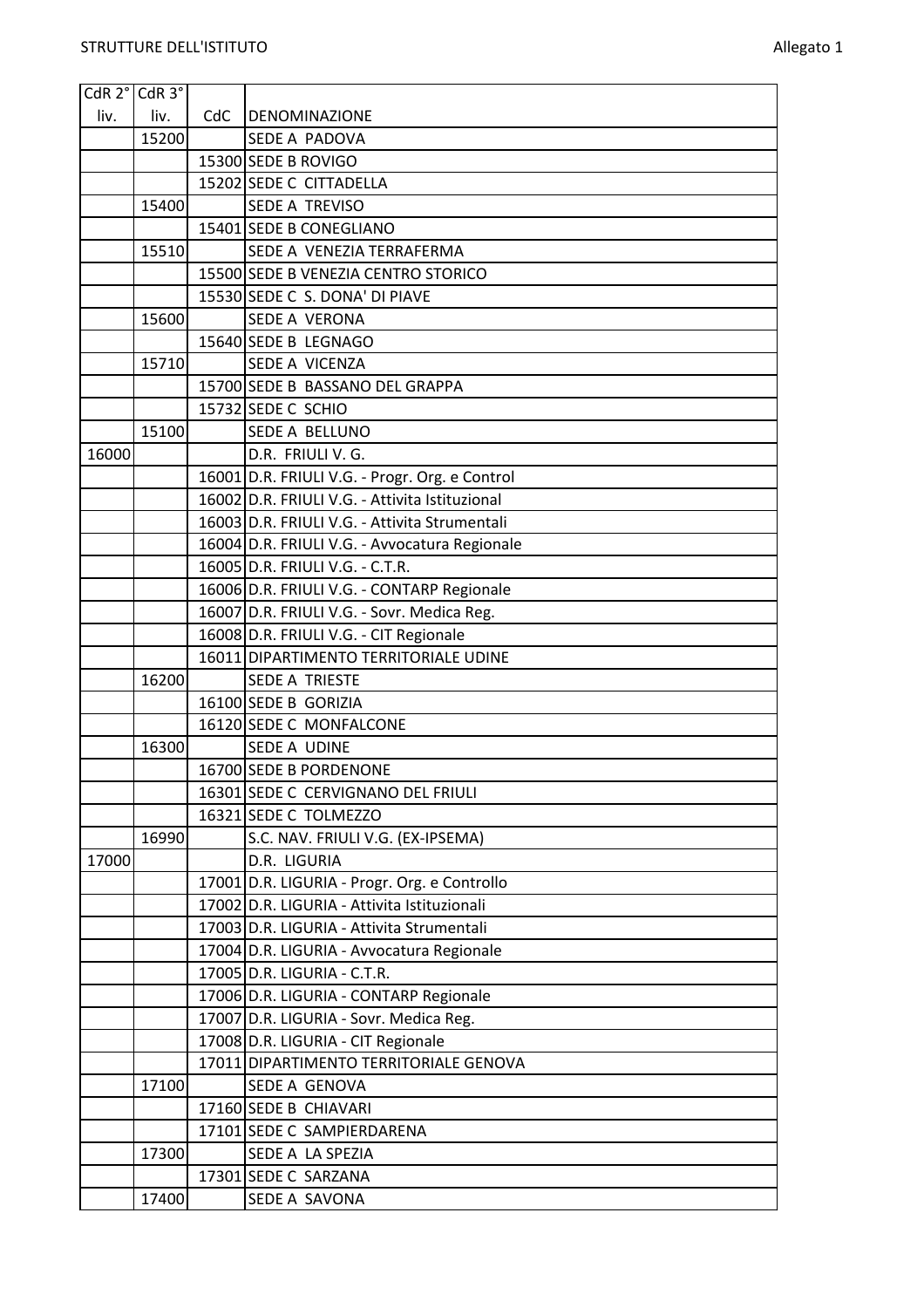| CdR 2° liv. | CdR 3° liv. | CdC | DENOMINAZIONE |
|---|---|---|---|
| | 15200 | | SEDE A PADOVA |
| | | 15300 | SEDE B ROVIGO |
| | | 15202 | SEDE C CITTADELLA |
| | 15400 | | SEDE A TREVISO |
| | | 15401 | SEDE B CONEGLIANO |
| | 15510 | | SEDE A VENEZIA TERRAFERMA |
| | | 15500 | SEDE B VENEZIA CENTRO STORICO |
| | | 15530 | SEDE C S. DONA' DI PIAVE |
| | 15600 | | SEDE A VERONA |
| | | 15640 | SEDE B LEGNAGO |
| | 15710 | | SEDE A VICENZA |
| | | 15700 | SEDE B BASSANO DEL GRAPPA |
| | | 15732 | SEDE C SCHIO |
| | 15100 | | SEDE A BELLUNO |
| 16000 | | | D.R. FRIULI V. G. |
| | | 16001 | D.R. FRIULI V.G. - Progr. Org. e Control |
| | | 16002 | D.R. FRIULI V.G. - Attivita Istituzional |
| | | 16003 | D.R. FRIULI V.G. - Attivita Strumentali |
| | | 16004 | D.R. FRIULI V.G. - Avvocatura Regionale |
| | | 16005 | D.R. FRIULI V.G. - C.T.R. |
| | | 16006 | D.R. FRIULI V.G. - CONTARP Regionale |
| | | 16007 | D.R. FRIULI V.G. - Sovr. Medica Reg. |
| | | 16008 | D.R. FRIULI V.G. - CIT Regionale |
| | | 16011 | DIPARTIMENTO TERRITORIALE UDINE |
| | 16200 | | SEDE A TRIESTE |
| | | 16100 | SEDE B GORIZIA |
| | | 16120 | SEDE C MONFALCONE |
| | 16300 | | SEDE A UDINE |
| | | 16700 | SEDE B PORDENONE |
| | | 16301 | SEDE C CERVIGNANO DEL FRIULI |
| | | 16321 | SEDE C TOLMEZZO |
| | 16990 | | S.C. NAV. FRIULI V.G. (EX-IPSEMA) |
| 17000 | | | D.R. LIGURIA |
| | | 17001 | D.R. LIGURIA - Progr. Org. e Controllo |
| | | 17002 | D.R. LIGURIA - Attivita Istituzionali |
| | | 17003 | D.R. LIGURIA - Attivita Strumentali |
| | | 17004 | D.R. LIGURIA - Avvocatura Regionale |
| | | 17005 | D.R. LIGURIA - C.T.R. |
| | | 17006 | D.R. LIGURIA - CONTARP Regionale |
| | | 17007 | D.R. LIGURIA - Sovr. Medica Reg. |
| | | 17008 | D.R. LIGURIA - CIT Regionale |
| | | 17011 | DIPARTIMENTO TERRITORIALE GENOVA |
| | 17100 | | SEDE A GENOVA |
| | | 17160 | SEDE B CHIAVARI |
| | | 17101 | SEDE C SAMPIERDARENA |
| | 17300 | | SEDE A LA SPEZIA |
| | | 17301 | SEDE C SARZANA |
| | 17400 | | SEDE A SAVONA |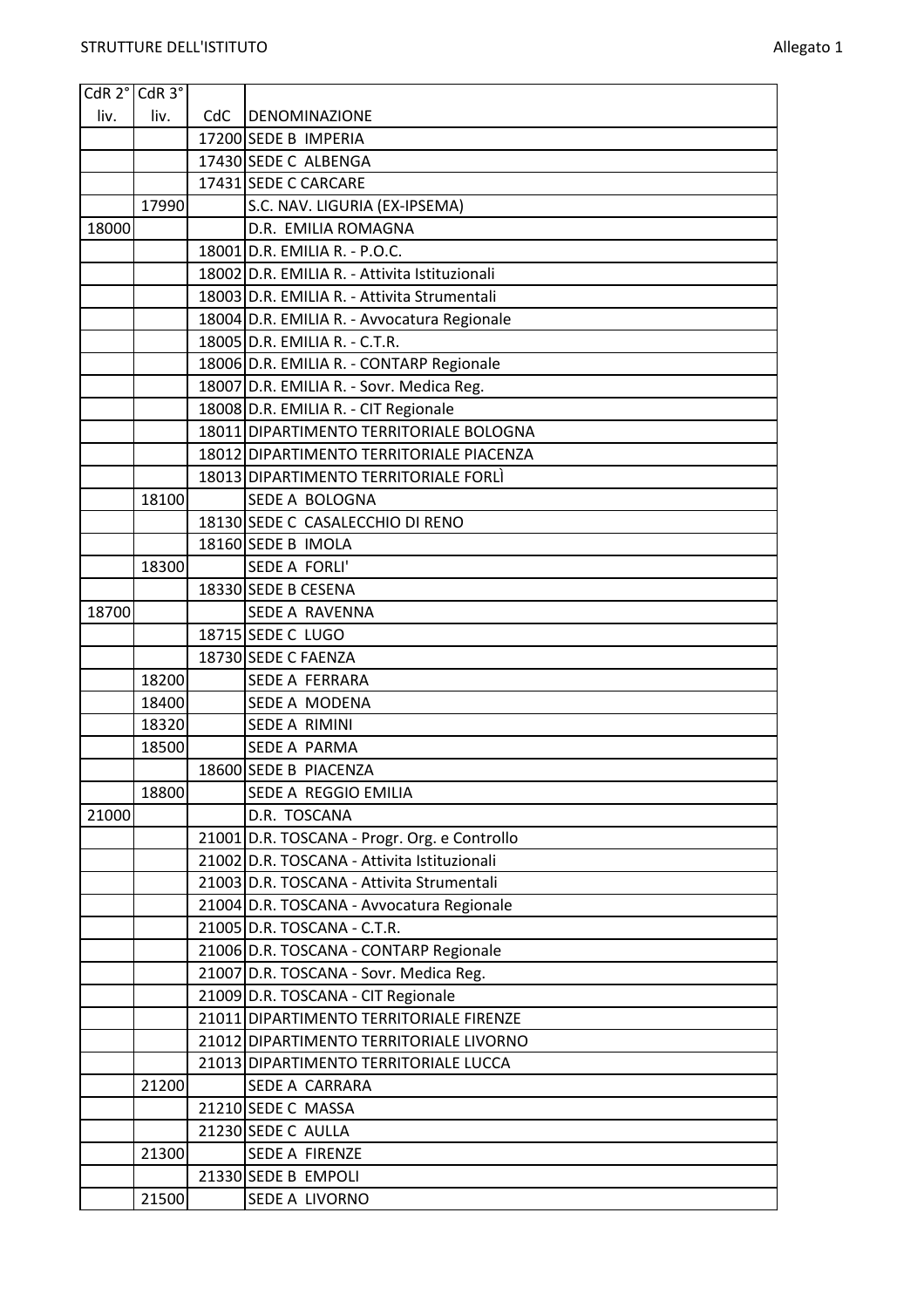| CdR 2° liv. | CdR 3° liv. | CdC | DENOMINAZIONE |
|---|---|---|---|
| | | 17200 | SEDE B IMPERIA |
| | | 17430 | SEDE C ALBENGA |
| | | 17431 | SEDE C CARCARE |
| | 17990 | | S.C. NAV. LIGURIA (EX-IPSEMA) |
| 18000 | | | D.R. EMILIA ROMAGNA |
| | | 18001 | D.R. EMILIA R. - P.O.C. |
| | | 18002 | D.R. EMILIA R. - Attivita Istituzionali |
| | | 18003 | D.R. EMILIA R. - Attivita Strumentali |
| | | 18004 | D.R. EMILIA R. - Avvocatura Regionale |
| | | 18005 | D.R. EMILIA R. - C.T.R. |
| | | 18006 | D.R. EMILIA R. - CONTARP Regionale |
| | | 18007 | D.R. EMILIA R. - Sovr. Medica Reg. |
| | | 18008 | D.R. EMILIA R. - CIT Regionale |
| | | 18011 | DIPARTIMENTO TERRITORIALE BOLOGNA |
| | | 18012 | DIPARTIMENTO TERRITORIALE PIACENZA |
| | | 18013 | DIPARTIMENTO TERRITORIALE FORLÌ |
| | 18100 | | SEDE A BOLOGNA |
| | | 18130 | SEDE C CASALECCHIO DI RENO |
| | | 18160 | SEDE B IMOLA |
| | 18300 | | SEDE A FORLI' |
| | | 18330 | SEDE B CESENA |
| 18700 | | | SEDE A RAVENNA |
| | | 18715 | SEDE C LUGO |
| | | 18730 | SEDE C FAENZA |
| | 18200 | | SEDE A FERRARA |
| | 18400 | | SEDE A MODENA |
| | 18320 | | SEDE A RIMINI |
| | 18500 | | SEDE A PARMA |
| | | 18600 | SEDE B PIACENZA |
| | 18800 | | SEDE A REGGIO EMILIA |
| 21000 | | | D.R. TOSCANA |
| | | 21001 | D.R. TOSCANA - Progr. Org. e Controllo |
| | | 21002 | D.R. TOSCANA - Attivita Istituzionali |
| | | 21003 | D.R. TOSCANA - Attivita Strumentali |
| | | 21004 | D.R. TOSCANA - Avvocatura Regionale |
| | | 21005 | D.R. TOSCANA - C.T.R. |
| | | 21006 | D.R. TOSCANA - CONTARP Regionale |
| | | 21007 | D.R. TOSCANA - Sovr. Medica Reg. |
| | | 21009 | D.R. TOSCANA - CIT Regionale |
| | | 21011 | DIPARTIMENTO TERRITORIALE FIRENZE |
| | | 21012 | DIPARTIMENTO TERRITORIALE LIVORNO |
| | | 21013 | DIPARTIMENTO TERRITORIALE LUCCA |
| | 21200 | | SEDE A CARRARA |
| | | 21210 | SEDE C MASSA |
| | | 21230 | SEDE C AULLA |
| | 21300 | | SEDE A FIRENZE |
| | | 21330 | SEDE B EMPOLI |
| | 21500 | | SEDE A LIVORNO |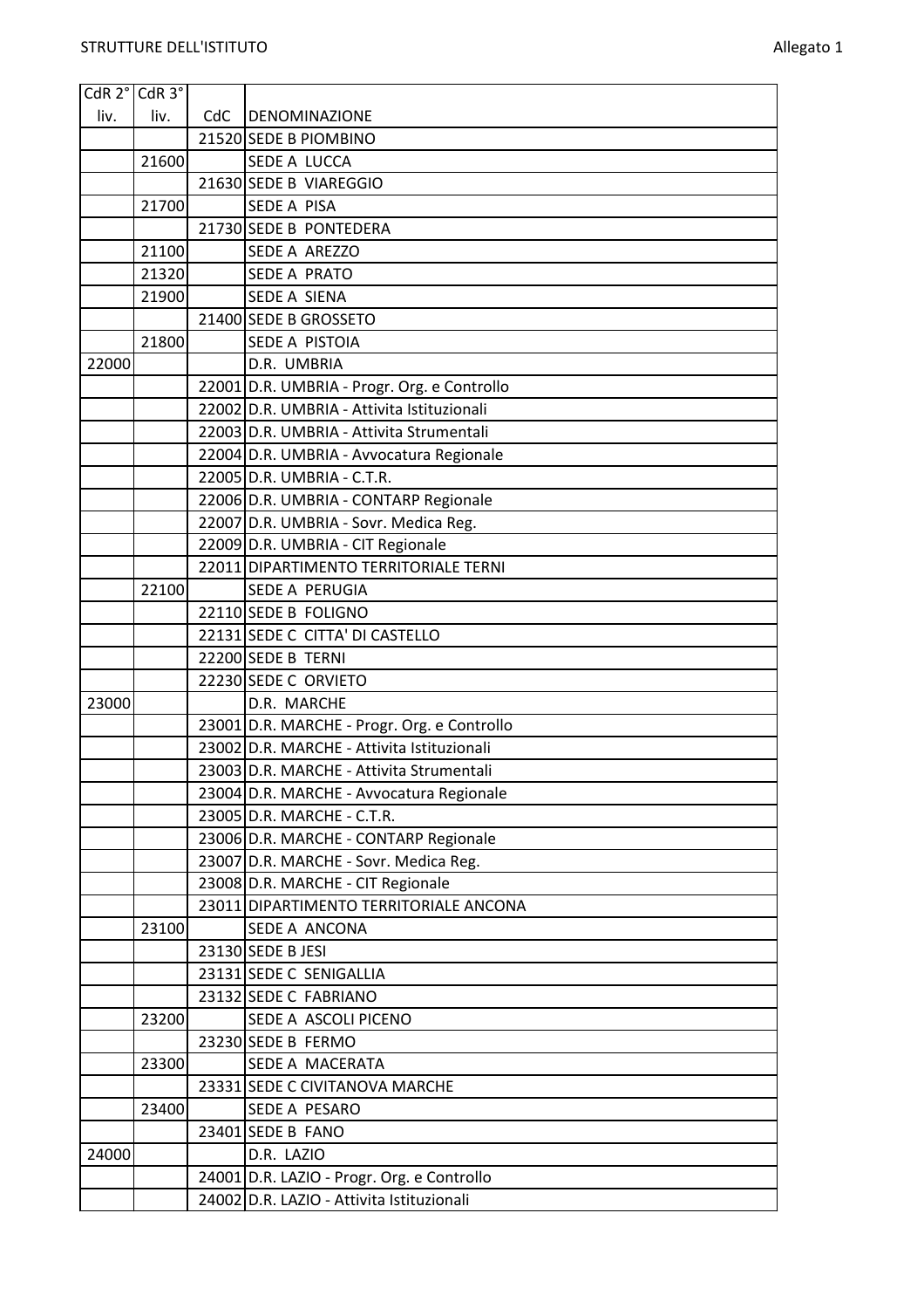| CdR 2° liv. | CdR 3° liv. | CdC | DENOMINAZIONE |
|---|---|---|---|
| | | 21520 | SEDE B PIOMBINO |
| | 21600 | | SEDE A LUCCA |
| | | 21630 | SEDE B VIAREGGIO |
| | 21700 | | SEDE A PISA |
| | | 21730 | SEDE B PONTEDERA |
| | 21100 | | SEDE A AREZZO |
| | 21320 | | SEDE A PRATO |
| | 21900 | | SEDE A SIENA |
| | | 21400 | SEDE B GROSSETO |
| | 21800 | | SEDE A PISTOIA |
| 22000 | | | D.R. UMBRIA |
| | | 22001 | D.R. UMBRIA - Progr. Org. e Controllo |
| | | 22002 | D.R. UMBRIA - Attivita Istituzionali |
| | | 22003 | D.R. UMBRIA - Attivita Strumentali |
| | | 22004 | D.R. UMBRIA - Avvocatura Regionale |
| | | 22005 | D.R. UMBRIA - C.T.R. |
| | | 22006 | D.R. UMBRIA - CONTARP Regionale |
| | | 22007 | D.R. UMBRIA - Sovr. Medica Reg. |
| | | 22009 | D.R. UMBRIA - CIT Regionale |
| | | 22011 | DIPARTIMENTO TERRITORIALE TERNI |
| | 22100 | | SEDE A PERUGIA |
| | | 22110 | SEDE B FOLIGNO |
| | | 22131 | SEDE C CITTA' DI CASTELLO |
| | | 22200 | SEDE B TERNI |
| | | 22230 | SEDE C ORVIETO |
| 23000 | | | D.R. MARCHE |
| | | 23001 | D.R. MARCHE - Progr. Org. e Controllo |
| | | 23002 | D.R. MARCHE - Attivita Istituzionali |
| | | 23003 | D.R. MARCHE - Attivita Strumentali |
| | | 23004 | D.R. MARCHE - Avvocatura Regionale |
| | | 23005 | D.R. MARCHE - C.T.R. |
| | | 23006 | D.R. MARCHE - CONTARP Regionale |
| | | 23007 | D.R. MARCHE - Sovr. Medica Reg. |
| | | 23008 | D.R. MARCHE - CIT Regionale |
| | | 23011 | DIPARTIMENTO TERRITORIALE ANCONA |
| | 23100 | | SEDE A ANCONA |
| | | 23130 | SEDE B JESI |
| | | 23131 | SEDE C SENIGALLIA |
| | | 23132 | SEDE C FABRIANO |
| | 23200 | | SEDE A ASCOLI PICENO |
| | | 23230 | SEDE B FERMO |
| | 23300 | | SEDE A MACERATA |
| | | 23331 | SEDE C CIVITANOVA MARCHE |
| | 23400 | | SEDE A PESARO |
| | | 23401 | SEDE B FANO |
| 24000 | | | D.R. LAZIO |
| | | 24001 | D.R. LAZIO - Progr. Org. e Controllo |
| | | 24002 | D.R. LAZIO - Attivita Istituzionali |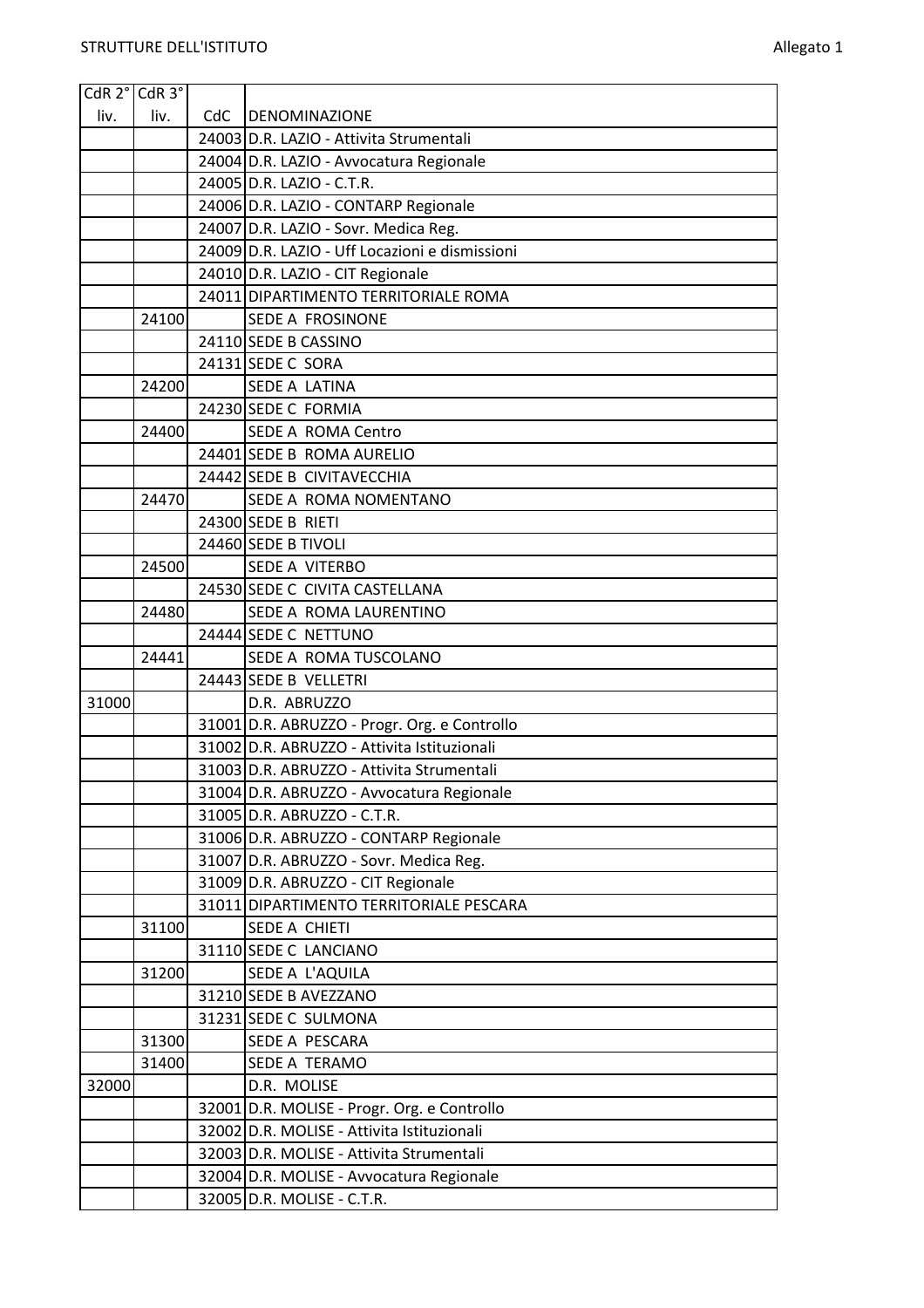| CdR 2° liv. | CdR 3° liv. | CdC | DENOMINAZIONE |
|---|---|---|---|
| | | 24003 | D.R. LAZIO - Attivita Strumentali |
| | | 24004 | D.R. LAZIO - Avvocatura Regionale |
| | | 24005 | D.R. LAZIO - C.T.R. |
| | | 24006 | D.R. LAZIO - CONTARP Regionale |
| | | 24007 | D.R. LAZIO - Sovr. Medica Reg. |
| | | 24009 | D.R. LAZIO - Uff Locazioni e dismissioni |
| | | 24010 | D.R. LAZIO - CIT Regionale |
| | | 24011 | DIPARTIMENTO TERRITORIALE ROMA |
| | 24100 | | SEDE A FROSINONE |
| | | 24110 | SEDE B CASSINO |
| | | 24131 | SEDE C SORA |
| | 24200 | | SEDE A LATINA |
| | | 24230 | SEDE C FORMIA |
| | 24400 | | SEDE A ROMA Centro |
| | | 24401 | SEDE B ROMA AURELIO |
| | | 24442 | SEDE B CIVITAVECCHIA |
| | 24470 | | SEDE A ROMA NOMENTANO |
| | | 24300 | SEDE B RIETI |
| | | 24460 | SEDE B TIVOLI |
| | 24500 | | SEDE A VITERBO |
| | | 24530 | SEDE C CIVITA CASTELLANA |
| | 24480 | | SEDE A ROMA LAURENTINO |
| | | 24444 | SEDE C NETTUNO |
| | 24441 | | SEDE A ROMA TUSCOLANO |
| | | 24443 | SEDE B VELLETRI |
| 31000 | | | D.R. ABRUZZO |
| | | 31001 | D.R. ABRUZZO - Progr. Org. e Controllo |
| | | 31002 | D.R. ABRUZZO - Attivita Istituzionali |
| | | 31003 | D.R. ABRUZZO - Attivita Strumentali |
| | | 31004 | D.R. ABRUZZO - Avvocatura Regionale |
| | | 31005 | D.R. ABRUZZO - C.T.R. |
| | | 31006 | D.R. ABRUZZO - CONTARP Regionale |
| | | 31007 | D.R. ABRUZZO - Sovr. Medica Reg. |
| | | 31009 | D.R. ABRUZZO - CIT Regionale |
| | | 31011 | DIPARTIMENTO TERRITORIALE PESCARA |
| | 31100 | | SEDE A CHIETI |
| | | 31110 | SEDE C LANCIANO |
| | 31200 | | SEDE A L'AQUILA |
| | | 31210 | SEDE B AVEZZANO |
| | | 31231 | SEDE C SULMONA |
| | 31300 | | SEDE A PESCARA |
| | 31400 | | SEDE A TERAMO |
| 32000 | | | D.R. MOLISE |
| | | 32001 | D.R. MOLISE - Progr. Org. e Controllo |
| | | 32002 | D.R. MOLISE - Attivita Istituzionali |
| | | 32003 | D.R. MOLISE - Attivita Strumentali |
| | | 32004 | D.R. MOLISE - Avvocatura Regionale |
| | | 32005 | D.R. MOLISE - C.T.R. |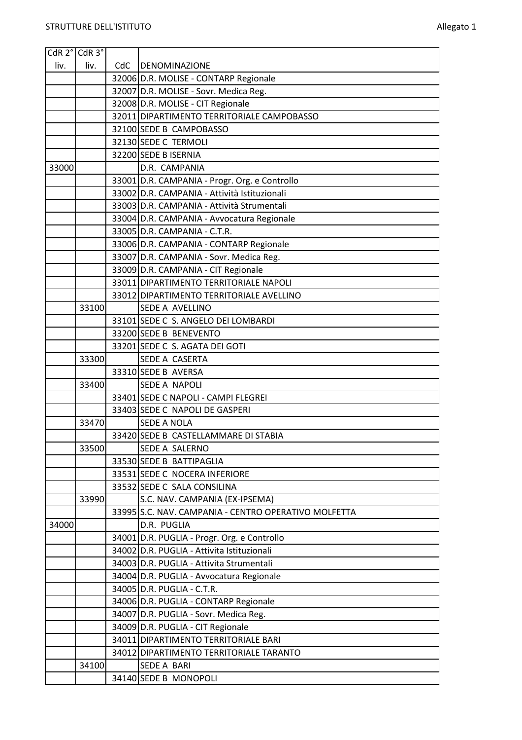| CdR 2° liv. | CdR 3° liv. | CdC | DENOMINAZIONE |
|---|---|---|---|
| | | 32006 | D.R. MOLISE - CONTARP Regionale |
| | | 32007 | D.R. MOLISE - Sovr. Medica Reg. |
| | | 32008 | D.R. MOLISE - CIT Regionale |
| | | 32011 | DIPARTIMENTO TERRITORIALE CAMPOBASSO |
| | | 32100 | SEDE B CAMPOBASSO |
| | | 32130 | SEDE C TERMOLI |
| | | 32200 | SEDE B ISERNIA |
| 33000 | | | D.R. CAMPANIA |
| | | 33001 | D.R. CAMPANIA - Progr. Org. e Controllo |
| | | 33002 | D.R. CAMPANIA - Attività Istituzionali |
| | | 33003 | D.R. CAMPANIA - Attività Strumentali |
| | | 33004 | D.R. CAMPANIA - Avvocatura Regionale |
| | | 33005 | D.R. CAMPANIA - C.T.R. |
| | | 33006 | D.R. CAMPANIA - CONTARP Regionale |
| | | 33007 | D.R. CAMPANIA - Sovr. Medica Reg. |
| | | 33009 | D.R. CAMPANIA - CIT Regionale |
| | | 33011 | DIPARTIMENTO TERRITORIALE NAPOLI |
| | | 33012 | DIPARTIMENTO TERRITORIALE AVELLINO |
| | 33100 | | SEDE A AVELLINO |
| | | 33101 | SEDE C S. ANGELO DEI LOMBARDI |
| | | 33200 | SEDE B BENEVENTO |
| | | 33201 | SEDE C S. AGATA DEI GOTI |
| | 33300 | | SEDE A CASERTA |
| | | 33310 | SEDE B AVERSA |
| | 33400 | | SEDE A NAPOLI |
| | | 33401 | SEDE C NAPOLI - CAMPI FLEGREI |
| | | 33403 | SEDE C NAPOLI DE GASPERI |
| | 33470 | | SEDE A NOLA |
| | | 33420 | SEDE B CASTELLAMMARE DI STABIA |
| | 33500 | | SEDE A SALERNO |
| | | 33530 | SEDE B BATTIPAGLIA |
| | | 33531 | SEDE C NOCERA INFERIORE |
| | | 33532 | SEDE C SALA CONSILINA |
| | 33990 | | S.C. NAV. CAMPANIA (EX-IPSEMA) |
| | | 33995 | S.C. NAV. CAMPANIA - CENTRO OPERATIVO MOLFETTA |
| 34000 | | | D.R. PUGLIA |
| | | 34001 | D.R. PUGLIA - Progr. Org. e Controllo |
| | | 34002 | D.R. PUGLIA - Attivita Istituzionali |
| | | 34003 | D.R. PUGLIA - Attivita Strumentali |
| | | 34004 | D.R. PUGLIA - Avvocatura Regionale |
| | | 34005 | D.R. PUGLIA - C.T.R. |
| | | 34006 | D.R. PUGLIA - CONTARP Regionale |
| | | 34007 | D.R. PUGLIA - Sovr. Medica Reg. |
| | | 34009 | D.R. PUGLIA - CIT Regionale |
| | | 34011 | DIPARTIMENTO TERRITORIALE BARI |
| | | 34012 | DIPARTIMENTO TERRITORIALE TARANTO |
| | 34100 | | SEDE A BARI |
| | | 34140 | SEDE B MONOPOLI |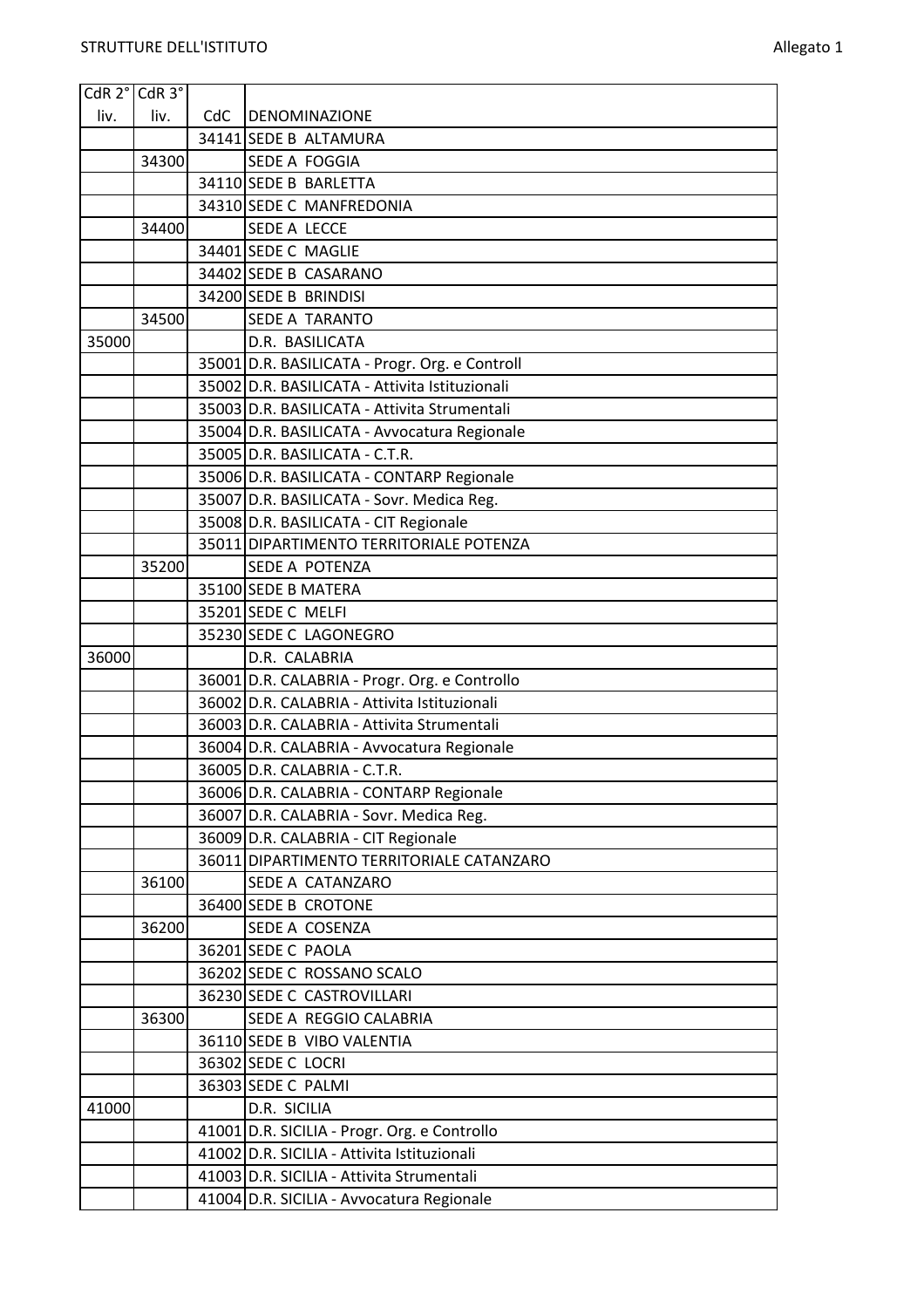| CdR 2° liv. | CdR 3° liv. | CdC | DENOMINAZIONE |
|---|---|---|---|
| | | 34141 | SEDE B ALTAMURA |
| | 34300 | | SEDE A FOGGIA |
| | | 34110 | SEDE B BARLETTA |
| | | 34310 | SEDE C MANFREDONIA |
| | 34400 | | SEDE A LECCE |
| | | 34401 | SEDE C MAGLIE |
| | | 34402 | SEDE B CASARANO |
| | | 34200 | SEDE B BRINDISI |
| | 34500 | | SEDE A TARANTO |
| 35000 | | | D.R. BASILICATA |
| | | 35001 | D.R. BASILICATA - Progr. Org. e Controll |
| | | 35002 | D.R. BASILICATA - Attivita Istituzionali |
| | | 35003 | D.R. BASILICATA - Attivita Strumentali |
| | | 35004 | D.R. BASILICATA - Avvocatura Regionale |
| | | 35005 | D.R. BASILICATA - C.T.R. |
| | | 35006 | D.R. BASILICATA - CONTARP Regionale |
| | | 35007 | D.R. BASILICATA - Sovr. Medica Reg. |
| | | 35008 | D.R. BASILICATA - CIT Regionale |
| | | 35011 | DIPARTIMENTO TERRITORIALE POTENZA |
| | 35200 | | SEDE A POTENZA |
| | | 35100 | SEDE B MATERA |
| | | 35201 | SEDE C MELFI |
| | | 35230 | SEDE C LAGONEGRO |
| 36000 | | | D.R. CALABRIA |
| | | 36001 | D.R. CALABRIA - Progr. Org. e Controllo |
| | | 36002 | D.R. CALABRIA - Attivita Istituzionali |
| | | 36003 | D.R. CALABRIA - Attivita Strumentali |
| | | 36004 | D.R. CALABRIA - Avvocatura Regionale |
| | | 36005 | D.R. CALABRIA - C.T.R. |
| | | 36006 | D.R. CALABRIA - CONTARP Regionale |
| | | 36007 | D.R. CALABRIA - Sovr. Medica Reg. |
| | | 36009 | D.R. CALABRIA - CIT Regionale |
| | | 36011 | DIPARTIMENTO TERRITORIALE CATANZARO |
| | 36100 | | SEDE A CATANZARO |
| | | 36400 | SEDE B CROTONE |
| | 36200 | | SEDE A COSENZA |
| | | 36201 | SEDE C PAOLA |
| | | 36202 | SEDE C ROSSANO SCALO |
| | | 36230 | SEDE C CASTROVILLARI |
| | 36300 | | SEDE A REGGIO CALABRIA |
| | | 36110 | SEDE B VIBO VALENTIA |
| | | 36302 | SEDE C LOCRI |
| | | 36303 | SEDE C PALMI |
| 41000 | | | D.R. SICILIA |
| | | 41001 | D.R. SICILIA - Progr. Org. e Controllo |
| | | 41002 | D.R. SICILIA - Attivita Istituzionali |
| | | 41003 | D.R. SICILIA - Attivita Strumentali |
| | | 41004 | D.R. SICILIA - Avvocatura Regionale |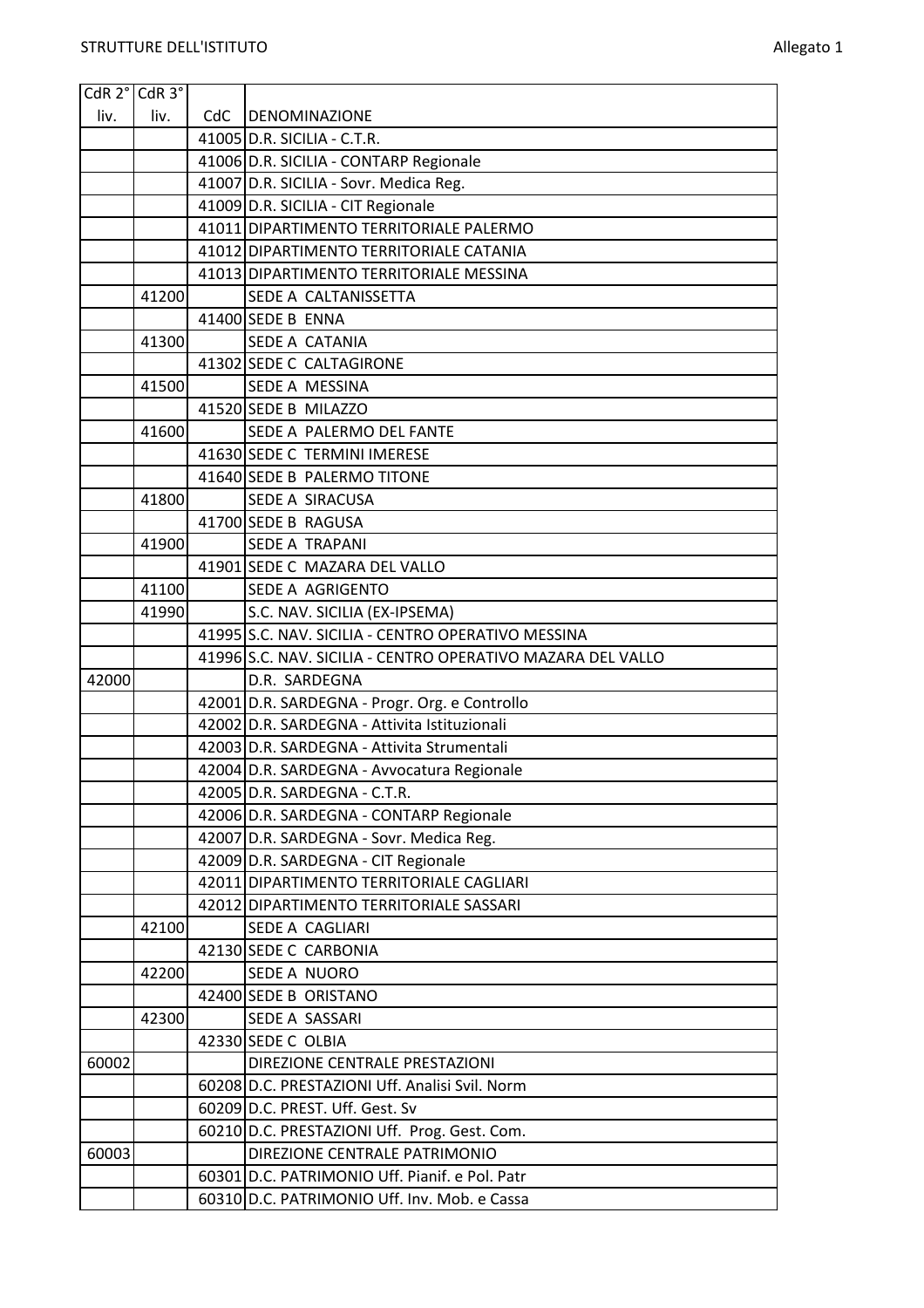| CdR 2° liv. | CdR 3° liv. | CdC | DENOMINAZIONE |
|---|---|---|---|
| | | 41005 | D.R. SICILIA - C.T.R. |
| | | 41006 | D.R. SICILIA - CONTARP Regionale |
| | | 41007 | D.R. SICILIA - Sovr. Medica Reg. |
| | | 41009 | D.R. SICILIA - CIT Regionale |
| | | 41011 | DIPARTIMENTO TERRITORIALE PALERMO |
| | | 41012 | DIPARTIMENTO TERRITORIALE CATANIA |
| | | 41013 | DIPARTIMENTO TERRITORIALE MESSINA |
| | 41200 | | SEDE A CALTANISSETTA |
| | | 41400 | SEDE B ENNA |
| | 41300 | | SEDE A CATANIA |
| | | 41302 | SEDE C CALTAGIRONE |
| | 41500 | | SEDE A MESSINA |
| | | 41520 | SEDE B MILAZZO |
| | 41600 | | SEDE A PALERMO DEL FANTE |
| | | 41630 | SEDE C TERMINI IMERESE |
| | | 41640 | SEDE B PALERMO TITONE |
| | 41800 | | SEDE A SIRACUSA |
| | | 41700 | SEDE B RAGUSA |
| | 41900 | | SEDE A TRAPANI |
| | | 41901 | SEDE C MAZARA DEL VALLO |
| | 41100 | | SEDE A AGRIGENTO |
| | 41990 | | S.C. NAV. SICILIA (EX-IPSEMA) |
| | | 41995 | S.C. NAV. SICILIA - CENTRO OPERATIVO MESSINA |
| | | 41996 | S.C. NAV. SICILIA - CENTRO OPERATIVO MAZARA DEL VALLO |
| 42000 | | | D.R. SARDEGNA |
| | | 42001 | D.R. SARDEGNA - Progr. Org. e Controllo |
| | | 42002 | D.R. SARDEGNA - Attivita Istituzionali |
| | | 42003 | D.R. SARDEGNA - Attivita Strumentali |
| | | 42004 | D.R. SARDEGNA - Avvocatura Regionale |
| | | 42005 | D.R. SARDEGNA - C.T.R. |
| | | 42006 | D.R. SARDEGNA - CONTARP Regionale |
| | | 42007 | D.R. SARDEGNA - Sovr. Medica Reg. |
| | | 42009 | D.R. SARDEGNA - CIT Regionale |
| | | 42011 | DIPARTIMENTO TERRITORIALE CAGLIARI |
| | | 42012 | DIPARTIMENTO TERRITORIALE SASSARI |
| | 42100 | | SEDE A CAGLIARI |
| | | 42130 | SEDE C CARBONIA |
| | 42200 | | SEDE A NUORO |
| | | 42400 | SEDE B ORISTANO |
| | 42300 | | SEDE A SASSARI |
| | | 42330 | SEDE C OLBIA |
| 60002 | | | DIREZIONE CENTRALE PRESTAZIONI |
| | | 60208 | D.C. PRESTAZIONI Uff. Analisi Svil. Norm |
| | | 60209 | D.C. PREST. Uff. Gest. Sv |
| | | 60210 | D.C. PRESTAZIONI Uff. Prog. Gest. Com. |
| 60003 | | | DIREZIONE CENTRALE PATRIMONIO |
| | | 60301 | D.C. PATRIMONIO Uff. Pianif. e Pol. Patr |
| | | 60310 | D.C. PATRIMONIO Uff. Inv. Mob. e Cassa |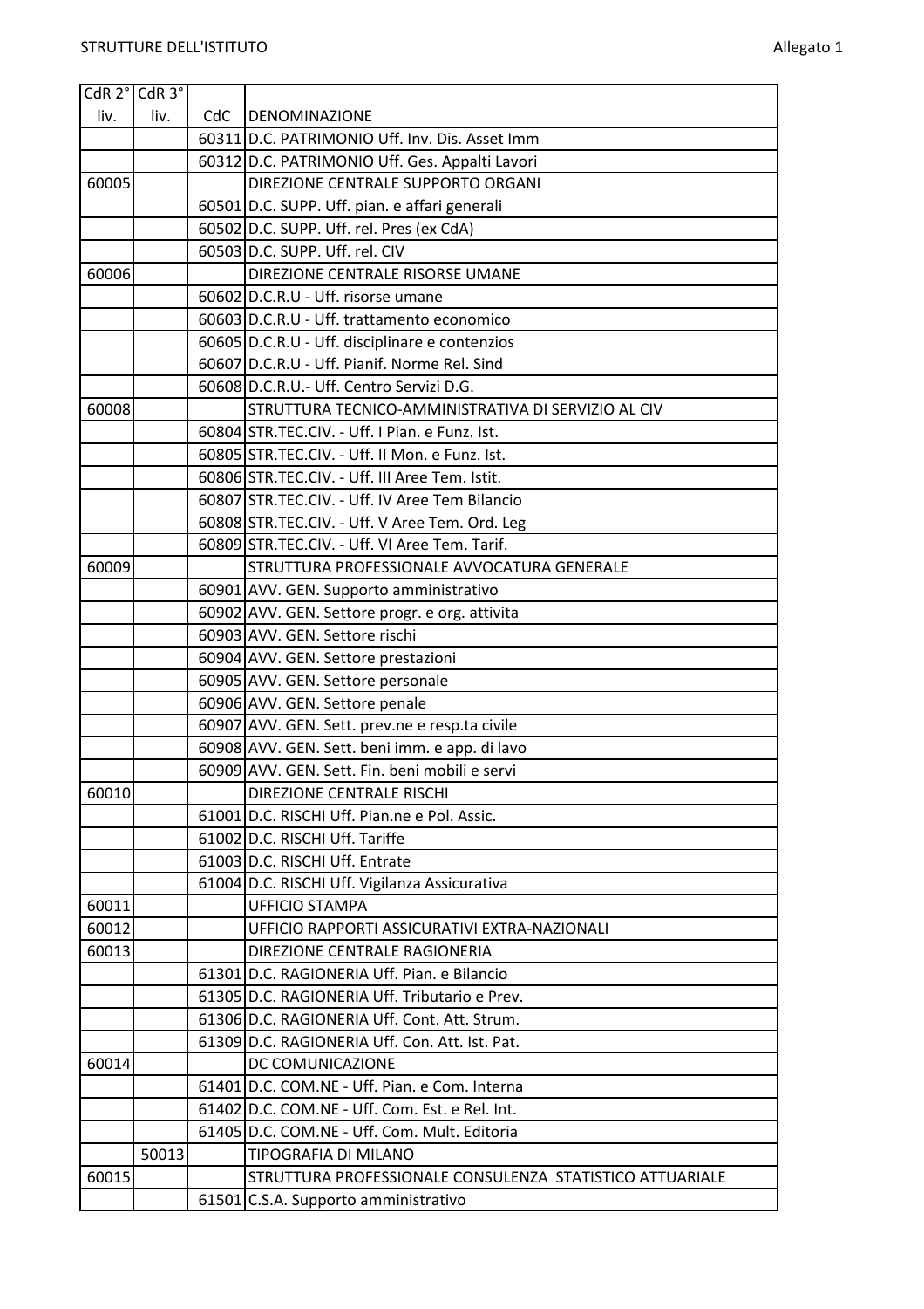| CdR 2° liv. | CdR 3° liv. | CdC | DENOMINAZIONE |
|---|---|---|---|
| | | 60311 | D.C. PATRIMONIO Uff. Inv. Dis. Asset Imm |
| | | 60312 | D.C. PATRIMONIO Uff. Ges. Appalti Lavori |
| 60005 | | | DIREZIONE CENTRALE SUPPORTO ORGANI |
| | | 60501 | D.C. SUPP. Uff. pian. e affari generali |
| | | 60502 | D.C. SUPP. Uff. rel. Pres (ex CdA) |
| | | 60503 | D.C. SUPP. Uff. rel. CIV |
| 60006 | | | DIREZIONE CENTRALE RISORSE UMANE |
| | | 60602 | D.C.R.U - Uff. risorse umane |
| | | 60603 | D.C.R.U - Uff. trattamento economico |
| | | 60605 | D.C.R.U - Uff. disciplinare e contenzios |
| | | 60607 | D.C.R.U - Uff. Pianif. Norme Rel. Sind |
| | | 60608 | D.C.R.U.- Uff. Centro Servizi D.G. |
| 60008 | | | STRUTTURA TECNICO-AMMINISTRATIVA DI SERVIZIO AL CIV |
| | | 60804 | STR.TEC.CIV. - Uff. I Pian. e Funz. Ist. |
| | | 60805 | STR.TEC.CIV. - Uff. II Mon. e Funz. Ist. |
| | | 60806 | STR.TEC.CIV. - Uff. III Aree Tem. Istit. |
| | | 60807 | STR.TEC.CIV. - Uff. IV Aree Tem Bilancio |
| | | 60808 | STR.TEC.CIV. - Uff. V Aree Tem. Ord. Leg |
| | | 60809 | STR.TEC.CIV. - Uff. VI Aree Tem. Tarif. |
| 60009 | | | STRUTTURA PROFESSIONALE AVVOCATURA GENERALE |
| | | 60901 | AVV. GEN. Supporto amministrativo |
| | | 60902 | AVV. GEN. Settore progr. e org. attivita |
| | | 60903 | AVV. GEN. Settore rischi |
| | | 60904 | AVV. GEN. Settore prestazioni |
| | | 60905 | AVV. GEN. Settore personale |
| | | 60906 | AVV. GEN. Settore penale |
| | | 60907 | AVV. GEN. Sett. prev.ne e resp.ta civile |
| | | 60908 | AVV. GEN. Sett. beni imm. e app. di lavo |
| | | 60909 | AVV. GEN. Sett. Fin. beni mobili e servi |
| 60010 | | | DIREZIONE CENTRALE RISCHI |
| | | 61001 | D.C. RISCHI Uff. Pian.ne e Pol. Assic. |
| | | 61002 | D.C. RISCHI Uff. Tariffe |
| | | 61003 | D.C. RISCHI Uff. Entrate |
| | | 61004 | D.C. RISCHI Uff. Vigilanza Assicurativa |
| 60011 | | | UFFICIO STAMPA |
| 60012 | | | UFFICIO RAPPORTI ASSICURATIVI EXTRA-NAZIONALI |
| 60013 | | | DIREZIONE CENTRALE RAGIONERIA |
| | | 61301 | D.C. RAGIONERIA Uff. Pian. e Bilancio |
| | | 61305 | D.C. RAGIONERIA Uff. Tributario e Prev. |
| | | 61306 | D.C. RAGIONERIA Uff. Cont. Att. Strum. |
| | | 61309 | D.C. RAGIONERIA Uff. Con. Att. Ist. Pat. |
| 60014 | | | DC COMUNICAZIONE |
| | | 61401 | D.C. COM.NE - Uff. Pian. e Com. Interna |
| | | 61402 | D.C. COM.NE - Uff. Com. Est. e Rel. Int. |
| | | 61405 | D.C. COM.NE - Uff. Com. Mult. Editoria |
| | 50013 | | TIPOGRAFIA DI MILANO |
| 60015 | | | STRUTTURA PROFESSIONALE CONSULENZA STATISTICO ATTUARIALE |
| | | 61501 | C.S.A. Supporto amministrativo |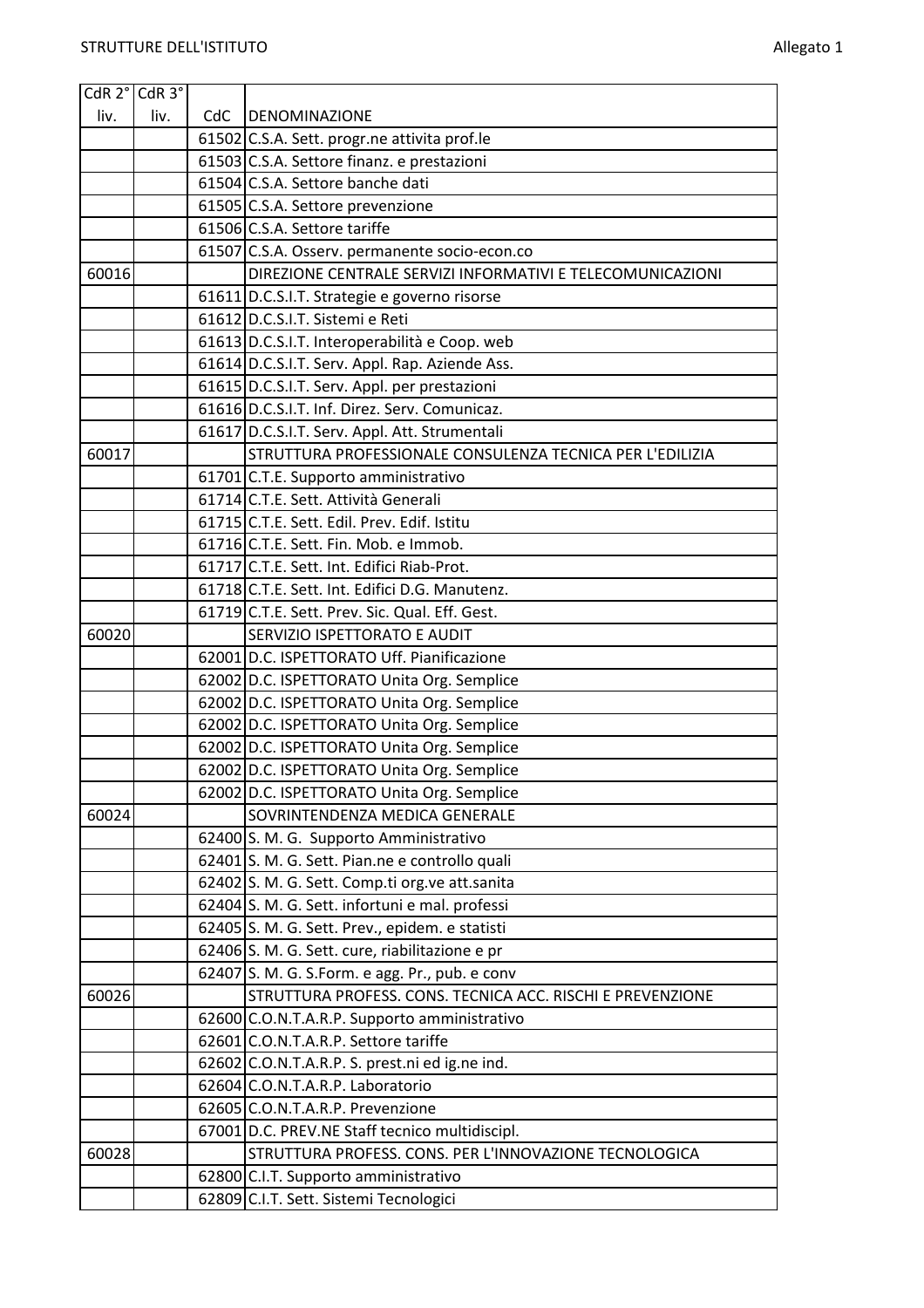| CdR 2° liv. | CdR 3° liv. | CdC | DENOMINAZIONE |
|---|---|---|---|
| | | 61502 | C.S.A. Sett. progr.ne attivita prof.le |
| | | 61503 | C.S.A. Settore finanz. e prestazioni |
| | | 61504 | C.S.A. Settore banche dati |
| | | 61505 | C.S.A. Settore prevenzione |
| | | 61506 | C.S.A. Settore tariffe |
| | | 61507 | C.S.A. Osserv. permanente socio-econ.co |
| 60016 | | | DIREZIONE CENTRALE SERVIZI INFORMATIVI E TELECOMUNICAZIONI |
| | | 61611 | D.C.S.I.T. Strategie e governo risorse |
| | | 61612 | D.C.S.I.T. Sistemi e Reti |
| | | 61613 | D.C.S.I.T. Interoperabilità e Coop. web |
| | | 61614 | D.C.S.I.T. Serv. Appl. Rap. Aziende Ass. |
| | | 61615 | D.C.S.I.T. Serv. Appl. per prestazioni |
| | | 61616 | D.C.S.I.T. Inf. Direz. Serv. Comunicaz. |
| | | 61617 | D.C.S.I.T. Serv. Appl. Att. Strumentali |
| 60017 | | | STRUTTURA PROFESSIONALE CONSULENZA TECNICA PER L'EDILIZIA |
| | | 61701 | C.T.E. Supporto amministrativo |
| | | 61714 | C.T.E. Sett. Attività Generali |
| | | 61715 | C.T.E. Sett. Edil. Prev. Edif. Istitu |
| | | 61716 | C.T.E. Sett. Fin. Mob. e Immob. |
| | | 61717 | C.T.E. Sett. Int. Edifici Riab-Prot. |
| | | 61718 | C.T.E. Sett. Int. Edifici D.G. Manutenz. |
| | | 61719 | C.T.E. Sett. Prev. Sic. Qual. Eff. Gest. |
| 60020 | | | SERVIZIO ISPETTORATO E AUDIT |
| | | 62001 | D.C. ISPETTORATO Uff. Pianificazione |
| | | 62002 | D.C. ISPETTORATO Unita Org. Semplice |
| | | 62002 | D.C. ISPETTORATO Unita Org. Semplice |
| | | 62002 | D.C. ISPETTORATO Unita Org. Semplice |
| | | 62002 | D.C. ISPETTORATO Unita Org. Semplice |
| | | 62002 | D.C. ISPETTORATO Unita Org. Semplice |
| | | 62002 | D.C. ISPETTORATO Unita Org. Semplice |
| 60024 | | | SOVRINTENDENZA MEDICA GENERALE |
| | | 62400 | S. M. G. Supporto Amministrativo |
| | | 62401 | S. M. G. Sett. Pian.ne e controllo quali |
| | | 62402 | S. M. G. Sett. Comp.ti org.ve att.sanita |
| | | 62404 | S. M. G. Sett. infortuni e mal. professi |
| | | 62405 | S. M. G. Sett. Prev., epidem. e statisti |
| | | 62406 | S. M. G. Sett. cure, riabilitazione e pr |
| | | 62407 | S. M. G. S.Form. e agg. Pr., pub. e conv |
| 60026 | | | STRUTTURA PROFESS. CONS. TECNICA ACC. RISCHI E PREVENZIONE |
| | | 62600 | C.O.N.T.A.R.P. Supporto amministrativo |
| | | 62601 | C.O.N.T.A.R.P. Settore tariffe |
| | | 62602 | C.O.N.T.A.R.P. S. prest.ni ed ig.ne ind. |
| | | 62604 | C.O.N.T.A.R.P. Laboratorio |
| | | 62605 | C.O.N.T.A.R.P. Prevenzione |
| | | 67001 | D.C. PREV.NE Staff tecnico multidiscipl. |
| 60028 | | | STRUTTURA PROFESS. CONS. PER L'INNOVAZIONE TECNOLOGICA |
| | | 62800 | C.I.T. Supporto amministrativo |
| | | 62809 | C.I.T. Sett. Sistemi Tecnologici |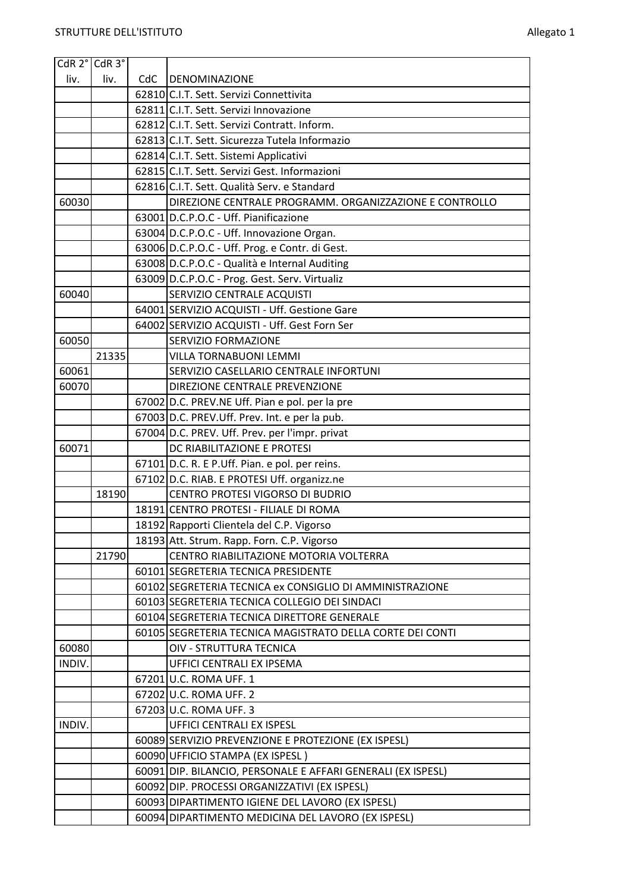| CdR 2° liv. | CdR 3° liv. | CdC | DENOMINAZIONE |
|---|---|---|---|
| | | 62810 | C.I.T. Sett. Servizi Connettivita |
| | | 62811 | C.I.T. Sett. Servizi Innovazione |
| | | 62812 | C.I.T. Sett. Servizi Contratt. Inform. |
| | | 62813 | C.I.T. Sett. Sicurezza Tutela Informazio |
| | | 62814 | C.I.T. Sett. Sistemi Applicativi |
| | | 62815 | C.I.T. Sett. Servizi Gest. Informazioni |
| | | 62816 | C.I.T. Sett. Qualità Serv. e Standard |
| 60030 | | | DIREZIONE CENTRALE PROGRAMM. ORGANIZZAZIONE E CONTROLLO |
| | | 63001 | D.C.P.O.C - Uff. Pianificazione |
| | | 63004 | D.C.P.O.C - Uff. Innovazione Organ. |
| | | 63006 | D.C.P.O.C - Uff. Prog. e Contr. di Gest. |
| | | 63008 | D.C.P.O.C - Qualità e Internal Auditing |
| | | 63009 | D.C.P.O.C - Prog. Gest. Serv. Virtualiz |
| 60040 | | | SERVIZIO CENTRALE ACQUISTI |
| | | 64001 | SERVIZIO ACQUISTI - Uff. Gestione Gare |
| | | 64002 | SERVIZIO ACQUISTI - Uff. Gest Forn Ser |
| 60050 | | | SERVIZIO FORMAZIONE |
| | 21335 | | VILLA TORNABUONI LEMMI |
| 60061 | | | SERVIZIO CASELLARIO CENTRALE INFORTUNI |
| 60070 | | | DIREZIONE CENTRALE PREVENZIONE |
| | | 67002 | D.C. PREV.NE Uff. Pian e pol. per la pre |
| | | 67003 | D.C. PREV.Uff. Prev. Int. e per la pub. |
| | | 67004 | D.C. PREV. Uff. Prev. per l'impr. privat |
| 60071 | | | DC RIABILITAZIONE E PROTESI |
| | | 67101 | D.C. R. E P.Uff. Pian. e pol. per reins. |
| | | 67102 | D.C. RIAB. E PROTESI Uff. organizz.ne |
| | 18190 | | CENTRO PROTESI VIGORSO DI BUDRIO |
| | | 18191 | CENTRO PROTESI - FILIALE DI ROMA |
| | | 18192 | Rapporti Clientela del C.P. Vigorso |
| | | 18193 | Att. Strum. Rapp. Forn. C.P. Vigorso |
| | 21790 | | CENTRO RIABILITAZIONE MOTORIA VOLTERRA |
| | | 60101 | SEGRETERIA TECNICA PRESIDENTE |
| | | 60102 | SEGRETERIA TECNICA ex CONSIGLIO DI AMMINISTRAZIONE |
| | | 60103 | SEGRETERIA TECNICA COLLEGIO DEI SINDACI |
| | | 60104 | SEGRETERIA TECNICA DIRETTORE GENERALE |
| | | 60105 | SEGRETERIA TECNICA MAGISTRATO DELLA CORTE DEI CONTI |
| 60080 | | | OIV - STRUTTURA TECNICA |
| INDIV. | | | UFFICI CENTRALI EX IPSEMA |
| | | 67201 | U.C. ROMA UFF. 1 |
| | | 67202 | U.C. ROMA UFF. 2 |
| | | 67203 | U.C. ROMA UFF. 3 |
| INDIV. | | | UFFICI CENTRALI EX ISPESL |
| | | 60089 | SERVIZIO PREVENZIONE E PROTEZIONE (EX ISPESL) |
| | | 60090 | UFFICIO STAMPA (EX ISPESL ) |
| | | 60091 | DIP. BILANCIO, PERSONALE E AFFARI GENERALI (EX ISPESL) |
| | | 60092 | DIP. PROCESSI ORGANIZZATIVI (EX ISPESL) |
| | | 60093 | DIPARTIMENTO IGIENE DEL LAVORO (EX ISPESL) |
| | | 60094 | DIPARTIMENTO MEDICINA DEL LAVORO (EX ISPESL) |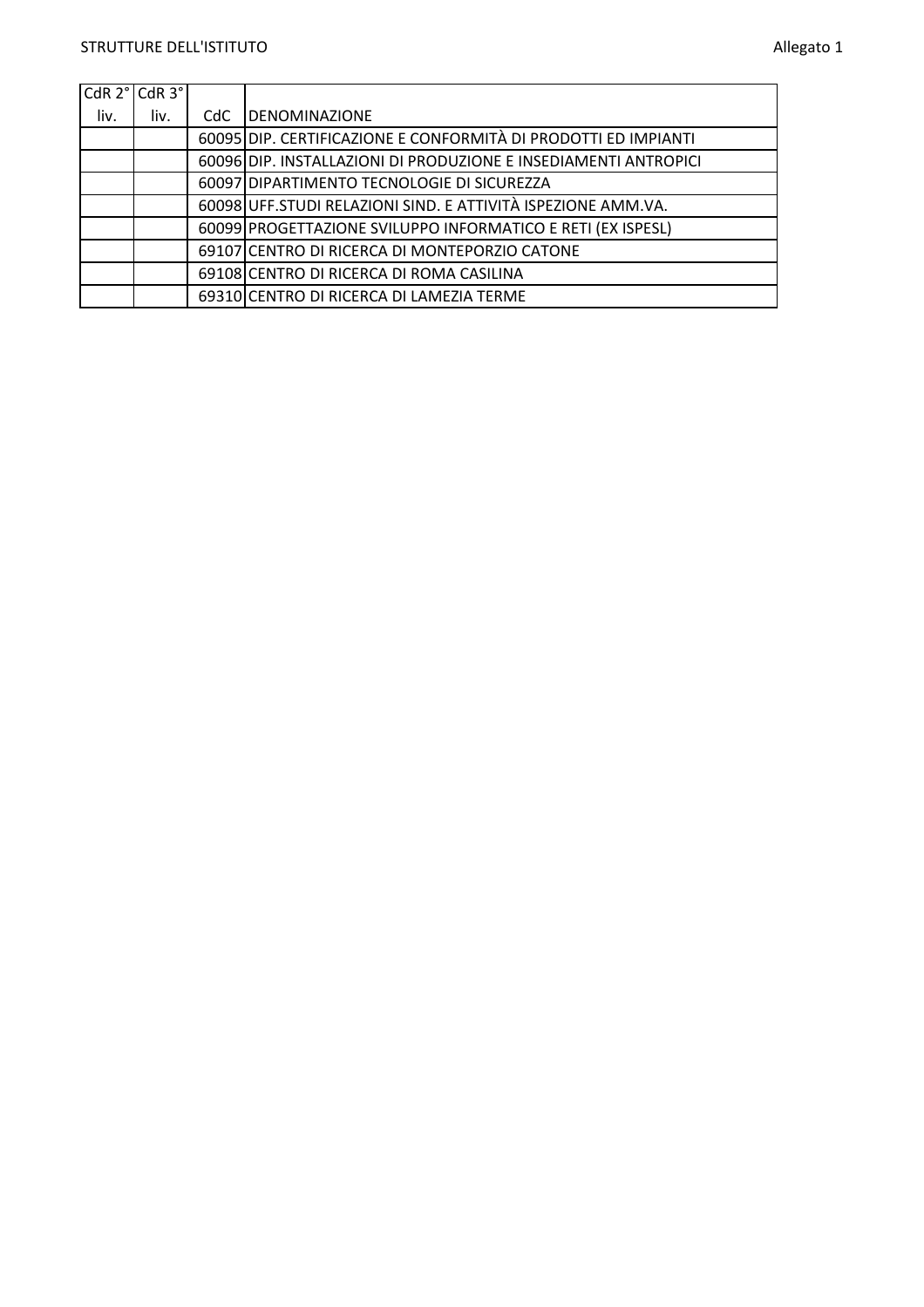| CdR 2° liv. | CdR 3° liv. | CdC | DENOMINAZIONE |
|---|---|---|---|
| | | 60095 | DIP. CERTIFICAZIONE E CONFORMITÀ DI PRODOTTI ED IMPIANTI |
| | | 60096 | DIP. INSTALLAZIONI DI PRODUZIONE E INSEDIAMENTI ANTROPICI |
| | | 60097 | DIPARTIMENTO TECNOLOGIE DI SICUREZZA |
| | | 60098 | UFF.STUDI RELAZIONI SIND. E ATTIVITÀ ISPEZIONE AMM.VA. |
| | | 60099 | PROGETTAZIONE SVILUPPO INFORMATICO E RETI (EX ISPESL) |
| | | 69107 | CENTRO DI RICERCA DI MONTEPORZIO CATONE |
| | | 69108 | CENTRO DI RICERCA DI ROMA CASILINA |
| | | 69310 | CENTRO DI RICERCA DI LAMEZIA TERME |